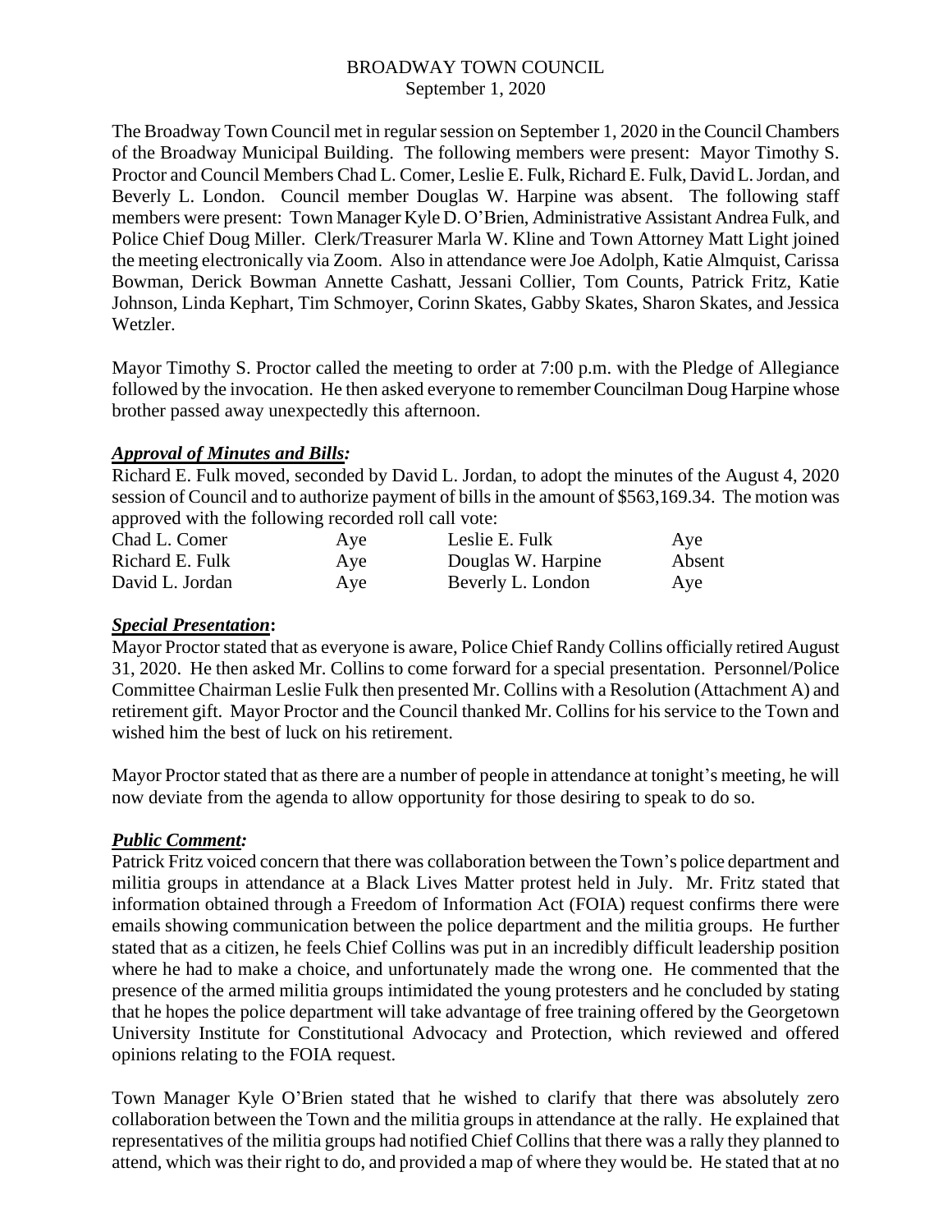BROADWAY TOWN COUNCIL
September 1, 2020

The Broadway Town Council met in regular session on September 1, 2020 in the Council Chambers of the Broadway Municipal Building. The following members were present: Mayor Timothy S. Proctor and Council Members Chad L. Comer, Leslie E. Fulk, Richard E. Fulk, David L. Jordan, and Beverly L. London. Council member Douglas W. Harpine was absent. The following staff members were present: Town Manager Kyle D. O'Brien, Administrative Assistant Andrea Fulk, and Police Chief Doug Miller. Clerk/Treasurer Marla W. Kline and Town Attorney Matt Light joined the meeting electronically via Zoom. Also in attendance were Joe Adolph, Katie Almquist, Carissa Bowman, Derick Bowman Annette Cashatt, Jessani Collier, Tom Counts, Patrick Fritz, Katie Johnson, Linda Kephart, Tim Schmoyer, Corinn Skates, Gabby Skates, Sharon Skates, and Jessica Wetzler.

Mayor Timothy S. Proctor called the meeting to order at 7:00 p.m. with the Pledge of Allegiance followed by the invocation. He then asked everyone to remember Councilman Doug Harpine whose brother passed away unexpectedly this afternoon.

***Approval of Minutes and Bills:***

Richard E. Fulk moved, seconded by David L. Jordan, to adopt the minutes of the August 4, 2020 session of Council and to authorize payment of bills in the amount of $563,169.34. The motion was approved with the following recorded roll call vote:

| | | | |
|---|---|---|---|
| Chad L. Comer | Aye | Leslie E. Fulk | Aye |
| Richard E. Fulk | Aye | Douglas W. Harpine | Absent |
| David L. Jordan | Aye | Beverly L. London | Aye |

***Special Presentation*:**

Mayor Proctor stated that as everyone is aware, Police Chief Randy Collins officially retired August 31, 2020. He then asked Mr. Collins to come forward for a special presentation. Personnel/Police Committee Chairman Leslie Fulk then presented Mr. Collins with a Resolution (Attachment A) and retirement gift. Mayor Proctor and the Council thanked Mr. Collins for his service to the Town and wished him the best of luck on his retirement.

Mayor Proctor stated that as there are a number of people in attendance at tonight's meeting, he will now deviate from the agenda to allow opportunity for those desiring to speak to do so.

***Public Comment:***

Patrick Fritz voiced concern that there was collaboration between the Town's police department and militia groups in attendance at a Black Lives Matter protest held in July. Mr. Fritz stated that information obtained through a Freedom of Information Act (FOIA) request confirms there were emails showing communication between the police department and the militia groups. He further stated that as a citizen, he feels Chief Collins was put in an incredibly difficult leadership position where he had to make a choice, and unfortunately made the wrong one. He commented that the presence of the armed militia groups intimidated the young protesters and he concluded by stating that he hopes the police department will take advantage of free training offered by the Georgetown University Institute for Constitutional Advocacy and Protection, which reviewed and offered opinions relating to the FOIA request.

Town Manager Kyle O'Brien stated that he wished to clarify that there was absolutely zero collaboration between the Town and the militia groups in attendance at the rally. He explained that representatives of the militia groups had notified Chief Collins that there was a rally they planned to attend, which was their right to do, and provided a map of where they would be. He stated that at no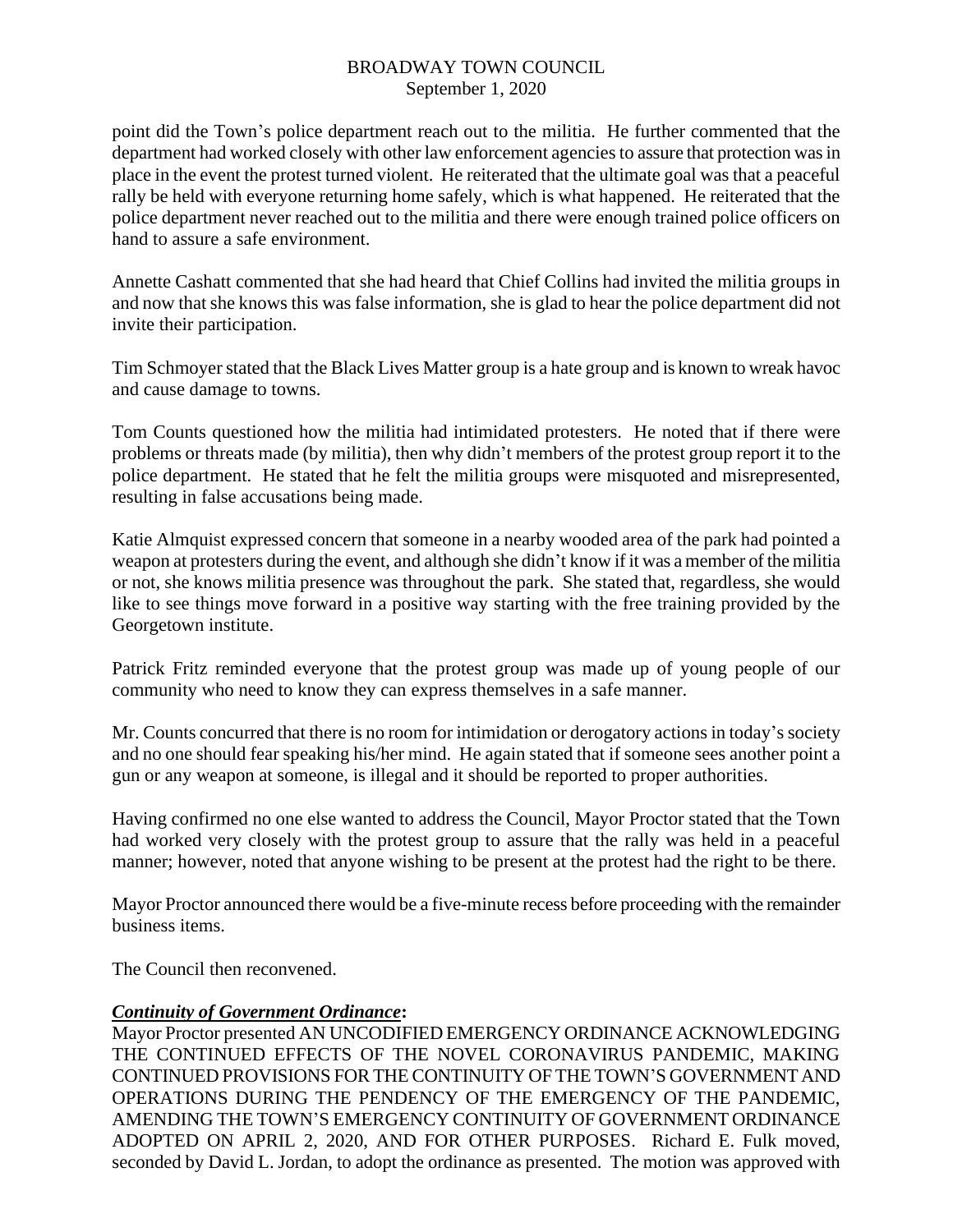point did the Town's police department reach out to the militia. He further commented that the department had worked closely with other law enforcement agencies to assure that protection was in place in the event the protest turned violent. He reiterated that the ultimate goal was that a peaceful rally be held with everyone returning home safely, which is what happened. He reiterated that the police department never reached out to the militia and there were enough trained police officers on hand to assure a safe environment.

Annette Cashatt commented that she had heard that Chief Collins had invited the militia groups in and now that she knows this was false information, she is glad to hear the police department did not invite their participation.

Tim Schmoyer stated that the Black Lives Matter group is a hate group and is known to wreak havoc and cause damage to towns.

Tom Counts questioned how the militia had intimidated protesters. He noted that if there were problems or threats made (by militia), then why didn't members of the protest group report it to the police department. He stated that he felt the militia groups were misquoted and misrepresented, resulting in false accusations being made.

Katie Almquist expressed concern that someone in a nearby wooded area of the park had pointed a weapon at protesters during the event, and although she didn't know if it was a member of the militia or not, she knows militia presence was throughout the park. She stated that, regardless, she would like to see things move forward in a positive way starting with the free training provided by the Georgetown institute.

Patrick Fritz reminded everyone that the protest group was made up of young people of our community who need to know they can express themselves in a safe manner.

Mr. Counts concurred that there is no room for intimidation or derogatory actions in today's society and no one should fear speaking his/her mind. He again stated that if someone sees another point a gun or any weapon at someone, is illegal and it should be reported to proper authorities.

Having confirmed no one else wanted to address the Council, Mayor Proctor stated that the Town had worked very closely with the protest group to assure that the rally was held in a peaceful manner; however, noted that anyone wishing to be present at the protest had the right to be there.

Mayor Proctor announced there would be a five-minute recess before proceeding with the remainder business items.

The Council then reconvened.

***Continuity of Government Ordinance*:**
Mayor Proctor presented AN UNCODIFIED EMERGENCY ORDINANCE ACKNOWLEDGING THE CONTINUED EFFECTS OF THE NOVEL CORONAVIRUS PANDEMIC, MAKING CONTINUED PROVISIONS FOR THE CONTINUITY OF THE TOWN'S GOVERNMENT AND OPERATIONS DURING THE PENDENCY OF THE EMERGENCY OF THE PANDEMIC, AMENDING THE TOWN'S EMERGENCY CONTINUITY OF GOVERNMENT ORDINANCE ADOPTED ON APRIL 2, 2020, AND FOR OTHER PURPOSES. Richard E. Fulk moved, seconded by David L. Jordan, to adopt the ordinance as presented. The motion was approved with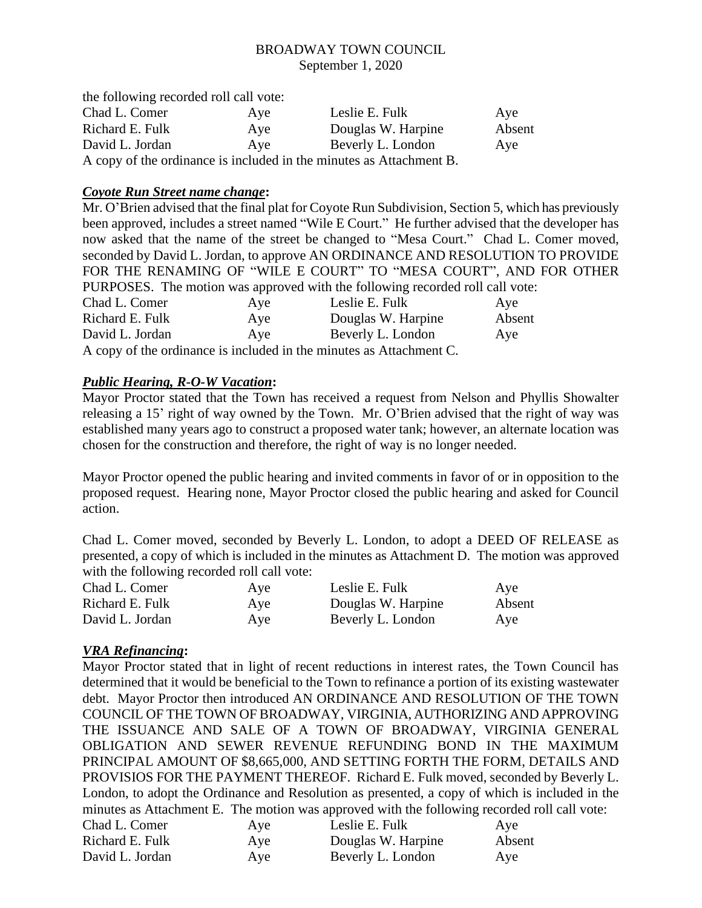the following recorded roll call vote:

| Chad L. Comer | Aye | Leslie E. Fulk | Aye |
|---|---|---|---|
| Richard E. Fulk | Aye | Douglas W. Harpine | Absent |
| David L. Jordan | Aye | Beverly L. London | Aye |

A copy of the ordinance is included in the minutes as Attachment B.

***Coyote Run Street name change*:**

Mr. O'Brien advised that the final plat for Coyote Run Subdivision, Section 5, which has previously been approved, includes a street named "Wile E Court." He further advised that the developer has now asked that the name of the street be changed to "Mesa Court." Chad L. Comer moved, seconded by David L. Jordan, to approve AN ORDINANCE AND RESOLUTION TO PROVIDE FOR THE RENAMING OF "WILE E COURT" TO "MESA COURT", AND FOR OTHER PURPOSES. The motion was approved with the following recorded roll call vote:

| Chad L. Comer | Aye | Leslie E. Fulk | Aye |
|---|---|---|---|
| Richard E. Fulk | Aye | Douglas W. Harpine | Absent |
| David L. Jordan | Aye | Beverly L. London | Aye |

A copy of the ordinance is included in the minutes as Attachment C.

***Public Hearing, R-O-W Vacation*:**

Mayor Proctor stated that the Town has received a request from Nelson and Phyllis Showalter releasing a 15' right of way owned by the Town. Mr. O'Brien advised that the right of way was established many years ago to construct a proposed water tank; however, an alternate location was chosen for the construction and therefore, the right of way is no longer needed.

Mayor Proctor opened the public hearing and invited comments in favor of or in opposition to the proposed request. Hearing none, Mayor Proctor closed the public hearing and asked for Council action.

Chad L. Comer moved, seconded by Beverly L. London, to adopt a DEED OF RELEASE as presented, a copy of which is included in the minutes as Attachment D. The motion was approved with the following recorded roll call vote:

| Chad L. Comer | Aye | Leslie E. Fulk | Aye |
|---|---|---|---|
| Richard E. Fulk | Aye | Douglas W. Harpine | Absent |
| David L. Jordan | Aye | Beverly L. London | Aye |

***VRA Refinancing*:**

Mayor Proctor stated that in light of recent reductions in interest rates, the Town Council has determined that it would be beneficial to the Town to refinance a portion of its existing wastewater debt. Mayor Proctor then introduced AN ORDINANCE AND RESOLUTION OF THE TOWN COUNCIL OF THE TOWN OF BROADWAY, VIRGINIA, AUTHORIZING AND APPROVING THE ISSUANCE AND SALE OF A TOWN OF BROADWAY, VIRGINIA GENERAL OBLIGATION AND SEWER REVENUE REFUNDING BOND IN THE MAXIMUM PRINCIPAL AMOUNT OF $8,665,000, AND SETTING FORTH THE FORM, DETAILS AND PROVISIOS FOR THE PAYMENT THEREOF. Richard E. Fulk moved, seconded by Beverly L. London, to adopt the Ordinance and Resolution as presented, a copy of which is included in the minutes as Attachment E. The motion was approved with the following recorded roll call vote:

| Chad L. Comer | Aye | Leslie E. Fulk | Aye |
|---|---|---|---|
| Richard E. Fulk | Aye | Douglas W. Harpine | Absent |
| David L. Jordan | Aye | Beverly L. London | Aye |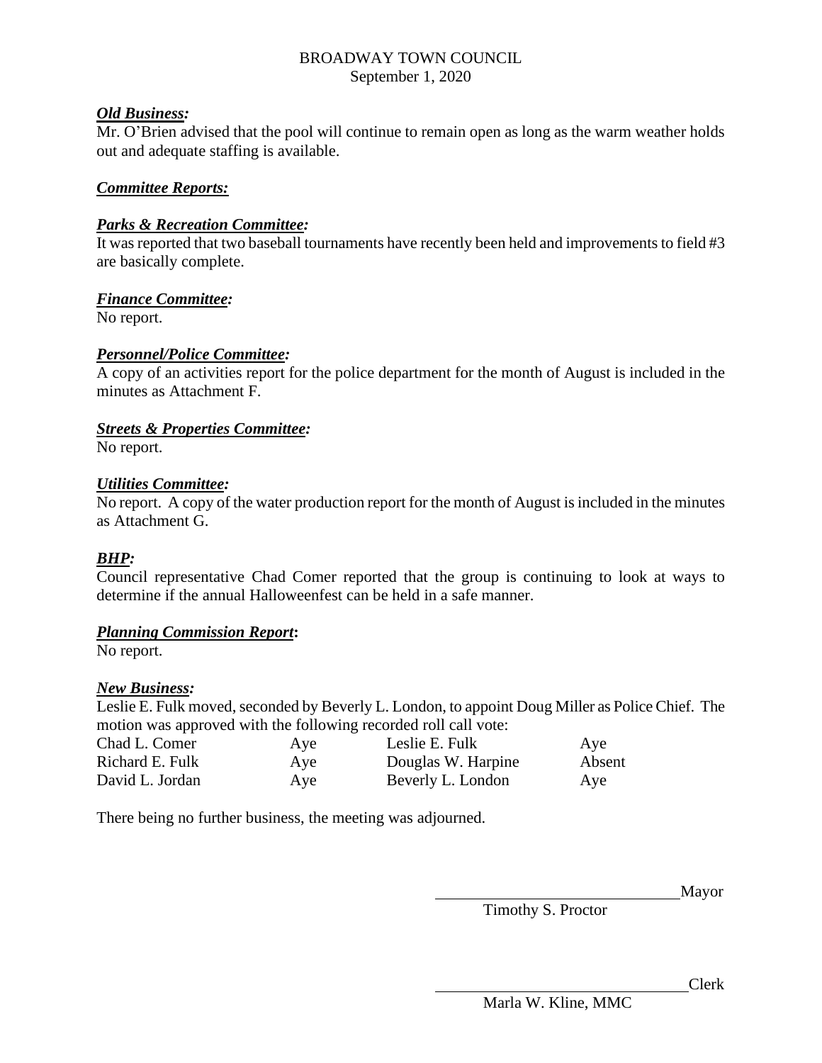BROADWAY TOWN COUNCIL
September 1, 2020

***Old Business:***
Mr. O'Brien advised that the pool will continue to remain open as long as the warm weather holds out and adequate staffing is available.

***Committee Reports:***

***Parks & Recreation Committee:***
It was reported that two baseball tournaments have recently been held and improvements to field #3 are basically complete.

***Finance Committee:***
No report.

***Personnel/Police Committee:***
A copy of an activities report for the police department for the month of August is included in the minutes as Attachment F.

***Streets & Properties Committee:***
No report.

***Utilities Committee:***
No report. A copy of the water production report for the month of August is included in the minutes as Attachment G.

***BHP:***
Council representative Chad Comer reported that the group is continuing to look at ways to determine if the annual Halloweenfest can be held in a safe manner.

***Planning Commission Report*:**
No report.

***New Business:***
Leslie E. Fulk moved, seconded by Beverly L. London, to appoint Doug Miller as Police Chief. The motion was approved with the following recorded roll call vote:

| | | | |
|---|---|---|---|
| Chad L. Comer | Aye | Leslie E. Fulk | Aye |
| Richard E. Fulk | Aye | Douglas W. Harpine | Absent |
| David L. Jordan | Aye | Beverly L. London | Aye |

There being no further business, the meeting was adjourned.

_______________________________Mayor
Timothy S. Proctor

_______________________________Clerk
Marla W. Kline, MMC